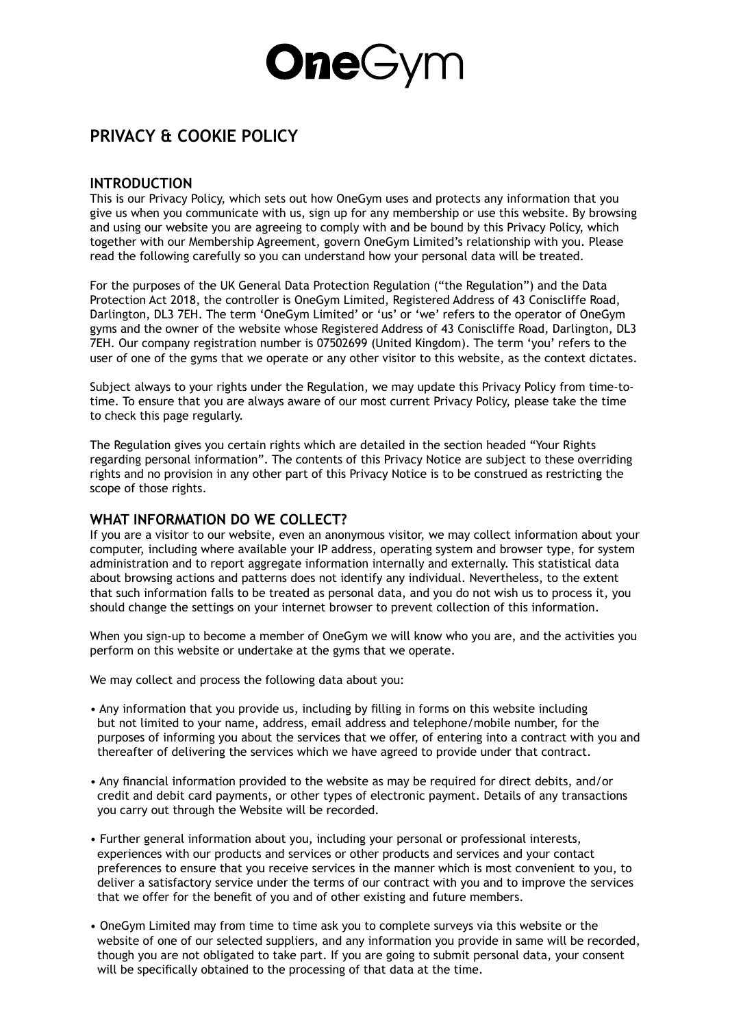# OneGym

## PRIVACY & COOKIE POLICY

### INTRODUCTION

This is our Privacy Policy, which sets out how OneGym uses and protects any information that you give us when you communicate with us, sign up for any membership or use this website. By browsing and using our website you are agreeing to comply with and be bound by this Privacy Policy, which together with our Membership Agreement, govern OneGym Limited's relationship with you. Please read the following carefully so you can understand how your personal data will be treated.

For the purposes of the UK General Data Protection Regulation ("the Regulation") and the Data Protection Act 2018, the controller is OneGym Limited, Registered Address of 43 Coniscliffe Road, Darlington, DL3 7EH. The term 'OneGym Limited' or 'us' or 'we' refers to the operator of OneGym gyms and the owner of the website whose Registered Address of 43 Coniscliffe Road, Darlington, DL3 7EH. Our company registration number is 07502699 (United Kingdom). The term 'you' refers to the user of one of the gyms that we operate or any other visitor to this website, as the context dictates.

Subject always to your rights under the Regulation, we may update this Privacy Policy from time-to-time. To ensure that you are always aware of our most current Privacy Policy, please take the time to check this page regularly.

The Regulation gives you certain rights which are detailed in the section headed "Your Rights regarding personal information". The contents of this Privacy Notice are subject to these overriding rights and no provision in any other part of this Privacy Notice is to be construed as restricting the scope of those rights.

### WHAT INFORMATION DO WE COLLECT?

If you are a visitor to our website, even an anonymous visitor, we may collect information about your computer, including where available your IP address, operating system and browser type, for system administration and to report aggregate information internally and externally. This statistical data about browsing actions and patterns does not identify any individual. Nevertheless, to the extent that such information falls to be treated as personal data, and you do not wish us to process it, you should change the settings on your internet browser to prevent collection of this information.

When you sign-up to become a member of OneGym we will know who you are, and the activities you perform on this website or undertake at the gyms that we operate.

We may collect and process the following data about you:

- Any information that you provide us, including by filling in forms on this website including but not limited to your name, address, email address and telephone/mobile number, for the purposes of informing you about the services that we offer, of entering into a contract with you and thereafter of delivering the services which we have agreed to provide under that contract.

- Any financial information provided to the website as may be required for direct debits, and/or credit and debit card payments, or other types of electronic payment. Details of any transactions you carry out through the Website will be recorded.

- Further general information about you, including your personal or professional interests, experiences with our products and services or other products and services and your contact preferences to ensure that you receive services in the manner which is most convenient to you, to deliver a satisfactory service under the terms of our contract with you and to improve the services that we offer for the benefit of you and of other existing and future members.

- OneGym Limited may from time to time ask you to complete surveys via this website or the website of one of our selected suppliers, and any information you provide in same will be recorded, though you are not obligated to take part. If you are going to submit personal data, your consent will be specifically obtained to the processing of that data at the time.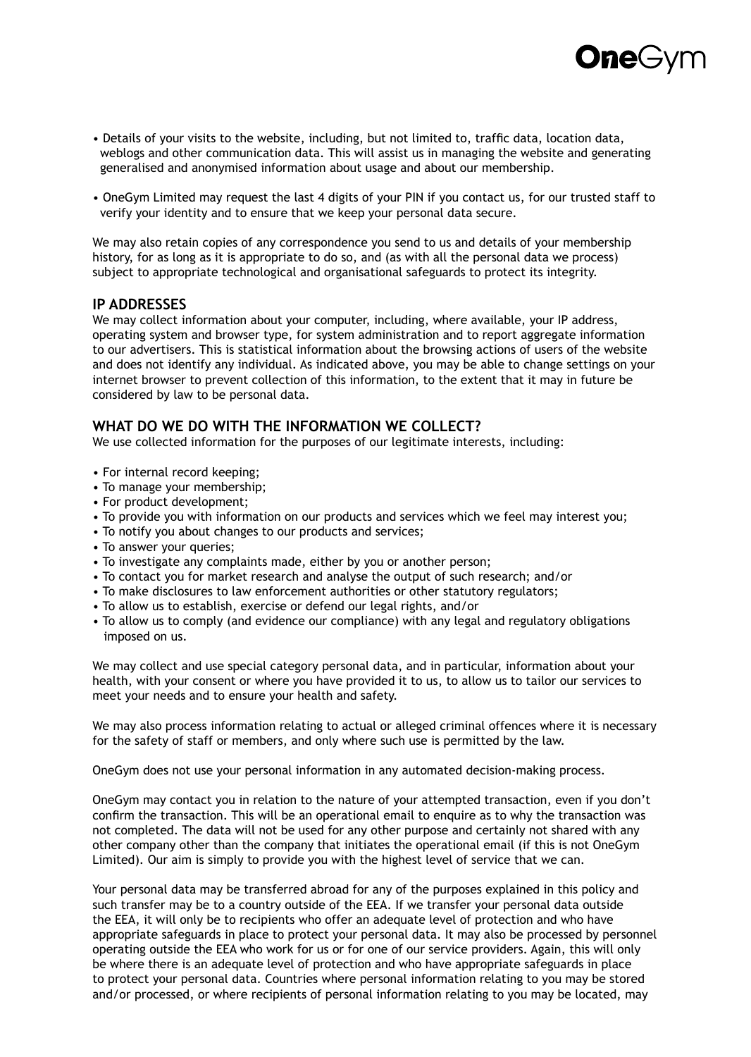- Details of your visits to the website, including, but not limited to, traffic data, location data, weblogs and other communication data. This will assist us in managing the website and generating generalised and anonymised information about usage and about our membership.

- OneGym Limited may request the last 4 digits of your PIN if you contact us, for our trusted staff to verify your identity and to ensure that we keep your personal data secure.

We may also retain copies of any correspondence you send to us and details of your membership history, for as long as it is appropriate to do so, and (as with all the personal data we process) subject to appropriate technological and organisational safeguards to protect its integrity.

## IP ADDRESSES

We may collect information about your computer, including, where available, your IP address, operating system and browser type, for system administration and to report aggregate information to our advertisers. This is statistical information about the browsing actions of users of the website and does not identify any individual. As indicated above, you may be able to change settings on your internet browser to prevent collection of this information, to the extent that it may in future be considered by law to be personal data.

## WHAT DO WE DO WITH THE INFORMATION WE COLLECT?

We use collected information for the purposes of our legitimate interests, including:

- For internal record keeping;
- To manage your membership;
- For product development;
- To provide you with information on our products and services which we feel may interest you;
- To notify you about changes to our products and services;
- To answer your queries;
- To investigate any complaints made, either by you or another person;
- To contact you for market research and analyse the output of such research; and/or
- To make disclosures to law enforcement authorities or other statutory regulators;
- To allow us to establish, exercise or defend our legal rights, and/or
- To allow us to comply (and evidence our compliance) with any legal and regulatory obligations imposed on us.

We may collect and use special category personal data, and in particular, information about your health, with your consent or where you have provided it to us, to allow us to tailor our services to meet your needs and to ensure your health and safety.

We may also process information relating to actual or alleged criminal offences where it is necessary for the safety of staff or members, and only where such use is permitted by the law.

OneGym does not use your personal information in any automated decision-making process.

OneGym may contact you in relation to the nature of your attempted transaction, even if you don't confirm the transaction. This will be an operational email to enquire as to why the transaction was not completed. The data will not be used for any other purpose and certainly not shared with any other company other than the company that initiates the operational email (if this is not OneGym Limited). Our aim is simply to provide you with the highest level of service that we can.

Your personal data may be transferred abroad for any of the purposes explained in this policy and such transfer may be to a country outside of the EEA. If we transfer your personal data outside the EEA, it will only be to recipients who offer an adequate level of protection and who have appropriate safeguards in place to protect your personal data. It may also be processed by personnel operating outside the EEA who work for us or for one of our service providers. Again, this will only be where there is an adequate level of protection and who have appropriate safeguards in place to protect your personal data. Countries where personal information relating to you may be stored and/or processed, or where recipients of personal information relating to you may be located, may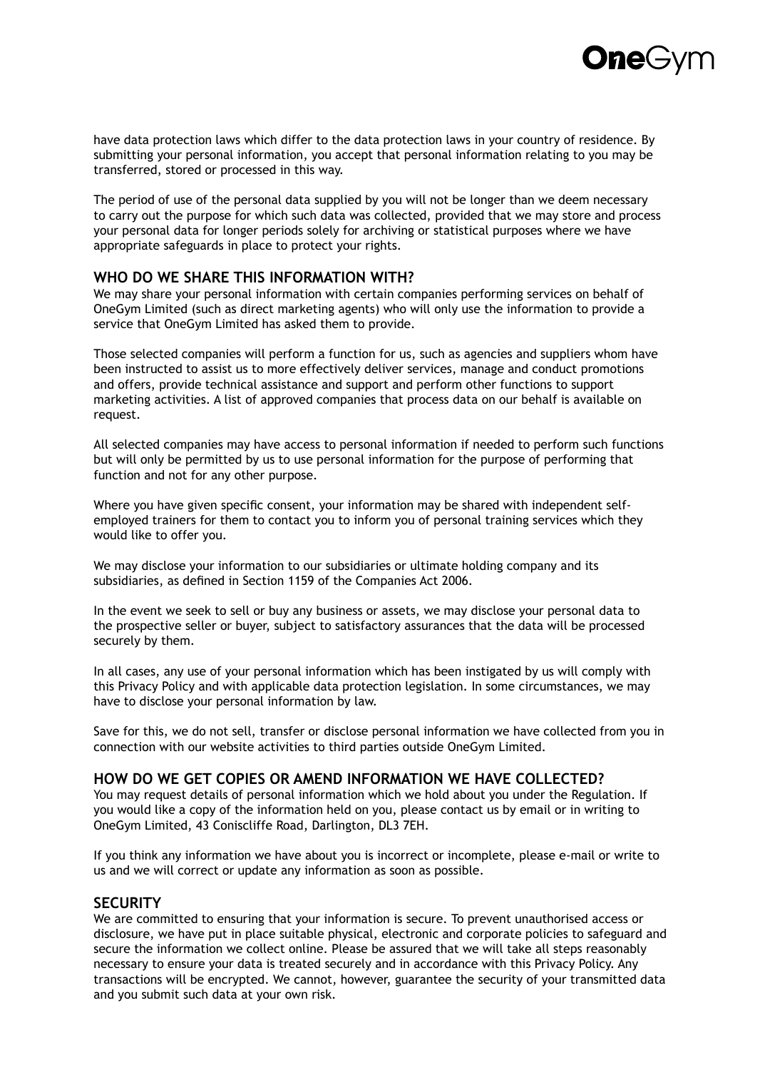have data protection laws which differ to the data protection laws in your country of residence. By submitting your personal information, you accept that personal information relating to you may be transferred, stored or processed in this way.

The period of use of the personal data supplied by you will not be longer than we deem necessary to carry out the purpose for which such data was collected, provided that we may store and process your personal data for longer periods solely for archiving or statistical purposes where we have appropriate safeguards in place to protect your rights.

## WHO DO WE SHARE THIS INFORMATION WITH?

We may share your personal information with certain companies performing services on behalf of OneGym Limited (such as direct marketing agents) who will only use the information to provide a service that OneGym Limited has asked them to provide.

Those selected companies will perform a function for us, such as agencies and suppliers whom have been instructed to assist us to more effectively deliver services, manage and conduct promotions and offers, provide technical assistance and support and perform other functions to support marketing activities. A list of approved companies that process data on our behalf is available on request.

All selected companies may have access to personal information if needed to perform such functions but will only be permitted by us to use personal information for the purpose of performing that function and not for any other purpose.

Where you have given specific consent, your information may be shared with independent self-employed trainers for them to contact you to inform you of personal training services which they would like to offer you.

We may disclose your information to our subsidiaries or ultimate holding company and its subsidiaries, as defined in Section 1159 of the Companies Act 2006.

In the event we seek to sell or buy any business or assets, we may disclose your personal data to the prospective seller or buyer, subject to satisfactory assurances that the data will be processed securely by them.

In all cases, any use of your personal information which has been instigated by us will comply with this Privacy Policy and with applicable data protection legislation. In some circumstances, we may have to disclose your personal information by law.

Save for this, we do not sell, transfer or disclose personal information we have collected from you in connection with our website activities to third parties outside OneGym Limited.

## HOW DO WE GET COPIES OR AMEND INFORMATION WE HAVE COLLECTED?

You may request details of personal information which we hold about you under the Regulation. If you would like a copy of the information held on you, please contact us by email or in writing to OneGym Limited, 43 Coniscliffe Road, Darlington, DL3 7EH.

If you think any information we have about you is incorrect or incomplete, please e-mail or write to us and we will correct or update any information as soon as possible.

## SECURITY

We are committed to ensuring that your information is secure. To prevent unauthorised access or disclosure, we have put in place suitable physical, electronic and corporate policies to safeguard and secure the information we collect online. Please be assured that we will take all steps reasonably necessary to ensure your data is treated securely and in accordance with this Privacy Policy. Any transactions will be encrypted. We cannot, however, guarantee the security of your transmitted data and you submit such data at your own risk.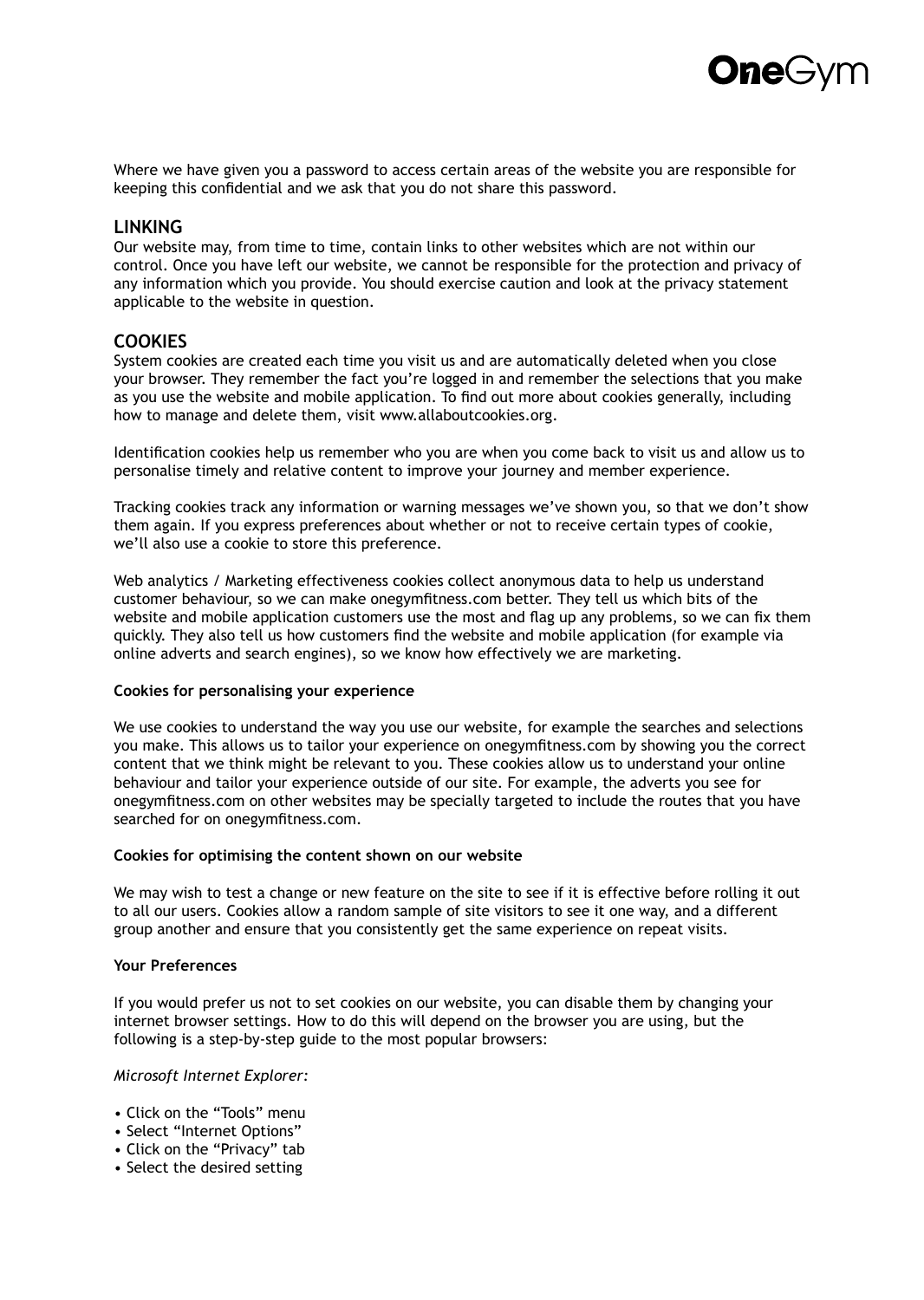Where we have given you a password to access certain areas of the website you are responsible for keeping this confidential and we ask that you do not share this password.

## LINKING

Our website may, from time to time, contain links to other websites which are not within our control. Once you have left our website, we cannot be responsible for the protection and privacy of any information which you provide. You should exercise caution and look at the privacy statement applicable to the website in question.

## COOKIES

System cookies are created each time you visit us and are automatically deleted when you close your browser. They remember the fact you're logged in and remember the selections that you make as you use the website and mobile application. To find out more about cookies generally, including how to manage and delete them, visit www.allaboutcookies.org.

Identification cookies help us remember who you are when you come back to visit us and allow us to personalise timely and relative content to improve your journey and member experience.

Tracking cookies track any information or warning messages we've shown you, so that we don't show them again. If you express preferences about whether or not to receive certain types of cookie, we'll also use a cookie to store this preference.

Web analytics / Marketing effectiveness cookies collect anonymous data to help us understand customer behaviour, so we can make onegymfitness.com better. They tell us which bits of the website and mobile application customers use the most and flag up any problems, so we can fix them quickly. They also tell us how customers find the website and mobile application (for example via online adverts and search engines), so we know how effectively we are marketing.

**Cookies for personalising your experience**

We use cookies to understand the way you use our website, for example the searches and selections you make. This allows us to tailor your experience on onegymfitness.com by showing you the correct content that we think might be relevant to you. These cookies allow us to understand your online behaviour and tailor your experience outside of our site. For example, the adverts you see for onegymfitness.com on other websites may be specially targeted to include the routes that you have searched for on onegymfitness.com.

**Cookies for optimising the content shown on our website**

We may wish to test a change or new feature on the site to see if it is effective before rolling it out to all our users. Cookies allow a random sample of site visitors to see it one way, and a different group another and ensure that you consistently get the same experience on repeat visits.

**Your Preferences**

If you would prefer us not to set cookies on our website, you can disable them by changing your internet browser settings. How to do this will depend on the browser you are using, but the following is a step-by-step guide to the most popular browsers:

*Microsoft Internet Explorer:*

- Click on the "Tools" menu
- Select "Internet Options"
- Click on the "Privacy" tab
- Select the desired setting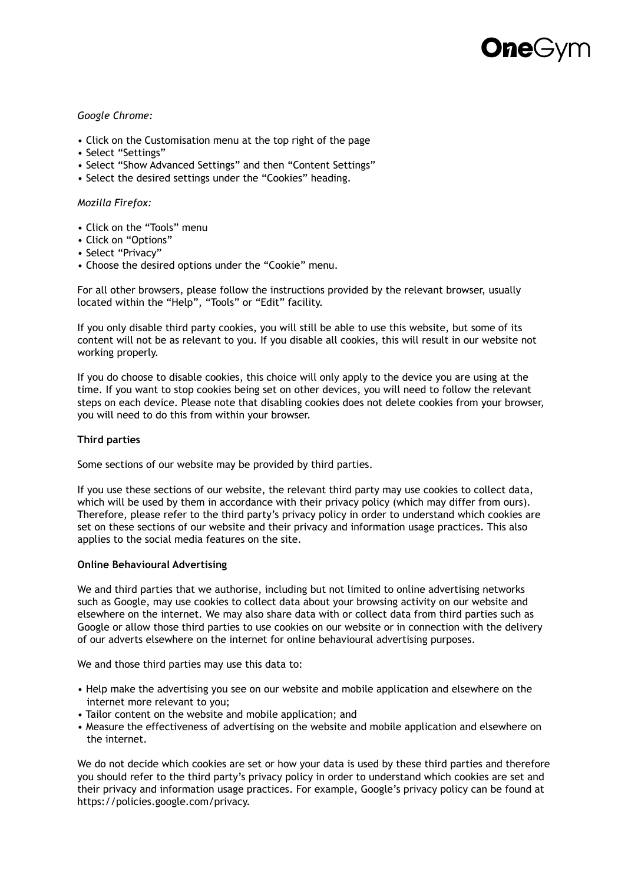*Google Chrome:*

- Click on the Customisation menu at the top right of the page
- Select "Settings"
- Select "Show Advanced Settings" and then "Content Settings"
- Select the desired settings under the "Cookies" heading.

*Mozilla Firefox:*

- Click on the "Tools" menu
- Click on "Options"
- Select "Privacy"
- Choose the desired options under the "Cookie" menu.

For all other browsers, please follow the instructions provided by the relevant browser, usually located within the "Help", "Tools" or "Edit" facility.

If you only disable third party cookies, you will still be able to use this website, but some of its content will not be as relevant to you. If you disable all cookies, this will result in our website not working properly.

If you do choose to disable cookies, this choice will only apply to the device you are using at the time. If you want to stop cookies being set on other devices, you will need to follow the relevant steps on each device. Please note that disabling cookies does not delete cookies from your browser, you will need to do this from within your browser.

**Third parties**

Some sections of our website may be provided by third parties.

If you use these sections of our website, the relevant third party may use cookies to collect data, which will be used by them in accordance with their privacy policy (which may differ from ours). Therefore, please refer to the third party's privacy policy in order to understand which cookies are set on these sections of our website and their privacy and information usage practices. This also applies to the social media features on the site.

**Online Behavioural Advertising**

We and third parties that we authorise, including but not limited to online advertising networks such as Google, may use cookies to collect data about your browsing activity on our website and elsewhere on the internet. We may also share data with or collect data from third parties such as Google or allow those third parties to use cookies on our website or in connection with the delivery of our adverts elsewhere on the internet for online behavioural advertising purposes.

We and those third parties may use this data to:

- Help make the advertising you see on our website and mobile application and elsewhere on the internet more relevant to you;
- Tailor content on the website and mobile application; and
- Measure the effectiveness of advertising on the website and mobile application and elsewhere on the internet.

We do not decide which cookies are set or how your data is used by these third parties and therefore you should refer to the third party's privacy policy in order to understand which cookies are set and their privacy and information usage practices. For example, Google's privacy policy can be found at https://policies.google.com/privacy.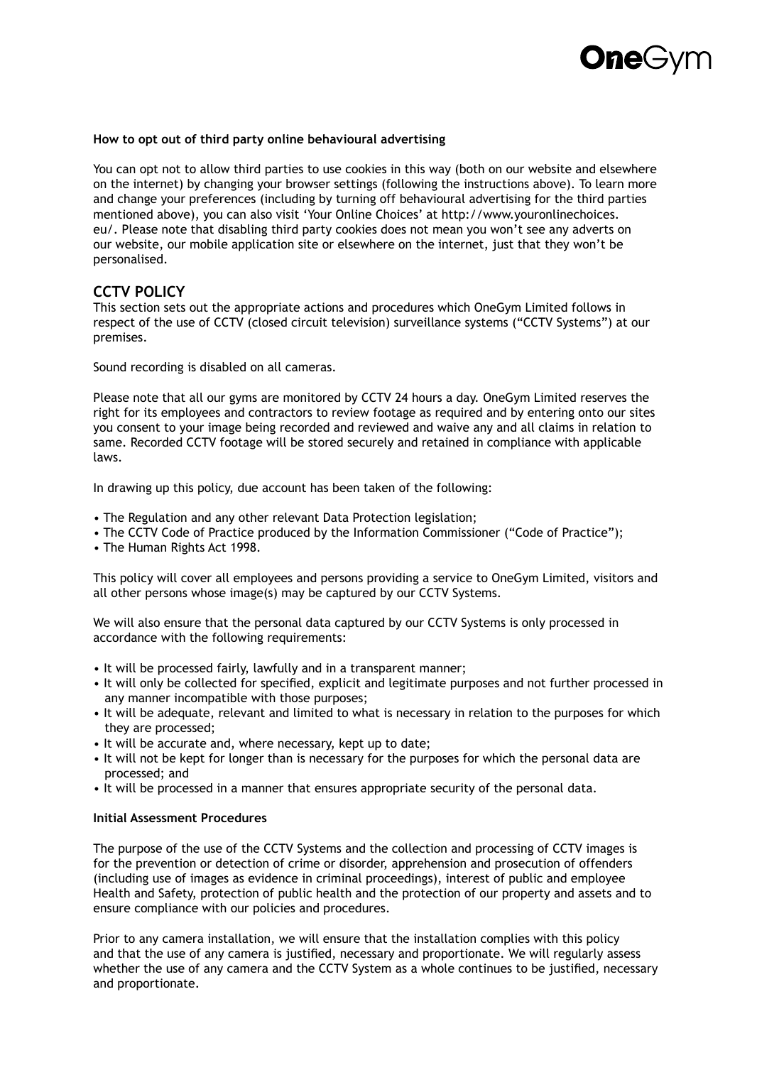**How to opt out of third party online behavioural advertising**

You can opt not to allow third parties to use cookies in this way (both on our website and elsewhere on the internet) by changing your browser settings (following the instructions above). To learn more and change your preferences (including by turning off behavioural advertising for the third parties mentioned above), you can also visit 'Your Online Choices' at http://www.youronlinechoices.eu/. Please note that disabling third party cookies does not mean you won't see any adverts on our website, our mobile application site or elsewhere on the internet, just that they won't be personalised.

## CCTV POLICY

This section sets out the appropriate actions and procedures which OneGym Limited follows in respect of the use of CCTV (closed circuit television) surveillance systems ("CCTV Systems") at our premises.

Sound recording is disabled on all cameras.

Please note that all our gyms are monitored by CCTV 24 hours a day. OneGym Limited reserves the right for its employees and contractors to review footage as required and by entering onto our sites you consent to your image being recorded and reviewed and waive any and all claims in relation to same. Recorded CCTV footage will be stored securely and retained in compliance with applicable laws.

In drawing up this policy, due account has been taken of the following:

- The Regulation and any other relevant Data Protection legislation;
- The CCTV Code of Practice produced by the Information Commissioner ("Code of Practice");
- The Human Rights Act 1998.

This policy will cover all employees and persons providing a service to OneGym Limited, visitors and all other persons whose image(s) may be captured by our CCTV Systems.

We will also ensure that the personal data captured by our CCTV Systems is only processed in accordance with the following requirements:

- It will be processed fairly, lawfully and in a transparent manner;
- It will only be collected for specified, explicit and legitimate purposes and not further processed in any manner incompatible with those purposes;
- It will be adequate, relevant and limited to what is necessary in relation to the purposes for which they are processed;
- It will be accurate and, where necessary, kept up to date;
- It will not be kept for longer than is necessary for the purposes for which the personal data are processed; and
- It will be processed in a manner that ensures appropriate security of the personal data.

**Initial Assessment Procedures**

The purpose of the use of the CCTV Systems and the collection and processing of CCTV images is for the prevention or detection of crime or disorder, apprehension and prosecution of offenders (including use of images as evidence in criminal proceedings), interest of public and employee Health and Safety, protection of public health and the protection of our property and assets and to ensure compliance with our policies and procedures.

Prior to any camera installation, we will ensure that the installation complies with this policy and that the use of any camera is justified, necessary and proportionate. We will regularly assess whether the use of any camera and the CCTV System as a whole continues to be justified, necessary and proportionate.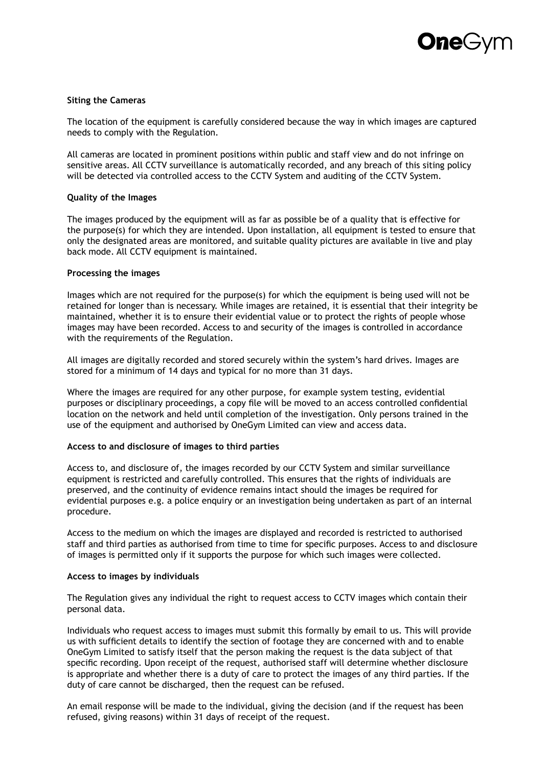**Siting the Cameras**

The location of the equipment is carefully considered because the way in which images are captured needs to comply with the Regulation.

All cameras are located in prominent positions within public and staff view and do not infringe on sensitive areas. All CCTV surveillance is automatically recorded, and any breach of this siting policy will be detected via controlled access to the CCTV System and auditing of the CCTV System.

**Quality of the Images**

The images produced by the equipment will as far as possible be of a quality that is effective for the purpose(s) for which they are intended. Upon installation, all equipment is tested to ensure that only the designated areas are monitored, and suitable quality pictures are available in live and play back mode. All CCTV equipment is maintained.

**Processing the images**

Images which are not required for the purpose(s) for which the equipment is being used will not be retained for longer than is necessary. While images are retained, it is essential that their integrity be maintained, whether it is to ensure their evidential value or to protect the rights of people whose images may have been recorded. Access to and security of the images is controlled in accordance with the requirements of the Regulation.

All images are digitally recorded and stored securely within the system's hard drives. Images are stored for a minimum of 14 days and typical for no more than 31 days.

Where the images are required for any other purpose, for example system testing, evidential purposes or disciplinary proceedings, a copy file will be moved to an access controlled confidential location on the network and held until completion of the investigation. Only persons trained in the use of the equipment and authorised by OneGym Limited can view and access data.

**Access to and disclosure of images to third parties**

Access to, and disclosure of, the images recorded by our CCTV System and similar surveillance equipment is restricted and carefully controlled. This ensures that the rights of individuals are preserved, and the continuity of evidence remains intact should the images be required for evidential purposes e.g. a police enquiry or an investigation being undertaken as part of an internal procedure.

Access to the medium on which the images are displayed and recorded is restricted to authorised staff and third parties as authorised from time to time for specific purposes. Access to and disclosure of images is permitted only if it supports the purpose for which such images were collected.

**Access to images by individuals**

The Regulation gives any individual the right to request access to CCTV images which contain their personal data.

Individuals who request access to images must submit this formally by email to us. This will provide us with sufficient details to identify the section of footage they are concerned with and to enable OneGym Limited to satisfy itself that the person making the request is the data subject of that specific recording. Upon receipt of the request, authorised staff will determine whether disclosure is appropriate and whether there is a duty of care to protect the images of any third parties. If the duty of care cannot be discharged, then the request can be refused.

An email response will be made to the individual, giving the decision (and if the request has been refused, giving reasons) within 31 days of receipt of the request.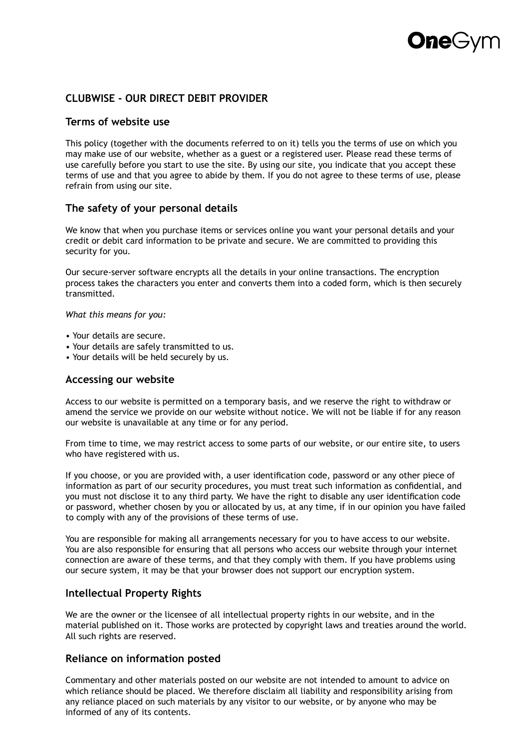## CLUBWISE - OUR DIRECT DEBIT PROVIDER

### Terms of website use

This policy (together with the documents referred to on it) tells you the terms of use on which you may make use of our website, whether as a guest or a registered user. Please read these terms of use carefully before you start to use the site. By using our site, you indicate that you accept these terms of use and that you agree to abide by them. If you do not agree to these terms of use, please refrain from using our site.

### The safety of your personal details

We know that when you purchase items or services online you want your personal details and your credit or debit card information to be private and secure. We are committed to providing this security for you.

Our secure-server software encrypts all the details in your online transactions. The encryption process takes the characters you enter and converts them into a coded form, which is then securely transmitted.

*What this means for you:*

- Your details are secure.
- Your details are safely transmitted to us.
- Your details will be held securely by us.

### Accessing our website

Access to our website is permitted on a temporary basis, and we reserve the right to withdraw or amend the service we provide on our website without notice. We will not be liable if for any reason our website is unavailable at any time or for any period.

From time to time, we may restrict access to some parts of our website, or our entire site, to users who have registered with us.

If you choose, or you are provided with, a user identification code, password or any other piece of information as part of our security procedures, you must treat such information as confidential, and you must not disclose it to any third party. We have the right to disable any user identification code or password, whether chosen by you or allocated by us, at any time, if in our opinion you have failed to comply with any of the provisions of these terms of use.

You are responsible for making all arrangements necessary for you to have access to our website. You are also responsible for ensuring that all persons who access our website through your internet connection are aware of these terms, and that they comply with them. If you have problems using our secure system, it may be that your browser does not support our encryption system.

### Intellectual Property Rights

We are the owner or the licensee of all intellectual property rights in our website, and in the material published on it. Those works are protected by copyright laws and treaties around the world. All such rights are reserved.

### Reliance on information posted

Commentary and other materials posted on our website are not intended to amount to advice on which reliance should be placed. We therefore disclaim all liability and responsibility arising from any reliance placed on such materials by any visitor to our website, or by anyone who may be informed of any of its contents.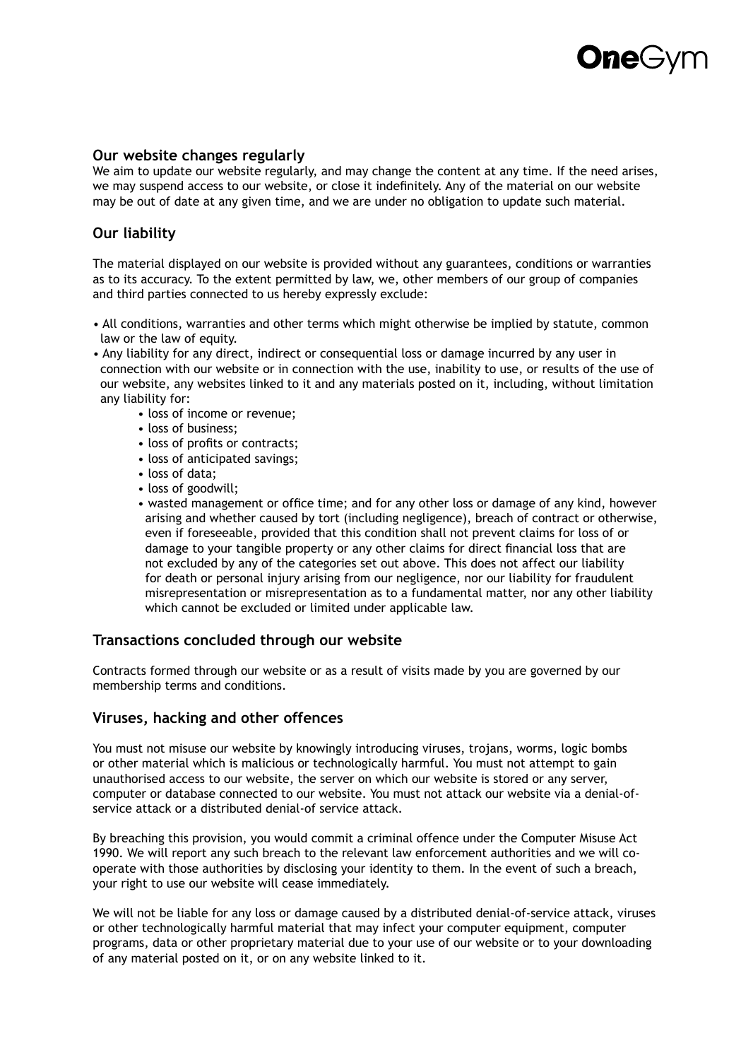## Our website changes regularly

We aim to update our website regularly, and may change the content at any time. If the need arises, we may suspend access to our website, or close it indefinitely. Any of the material on our website may be out of date at any given time, and we are under no obligation to update such material.

## Our liability

The material displayed on our website is provided without any guarantees, conditions or warranties as to its accuracy. To the extent permitted by law, we, other members of our group of companies and third parties connected to us hereby expressly exclude:

- All conditions, warranties and other terms which might otherwise be implied by statute, common law or the law of equity.
- Any liability for any direct, indirect or consequential loss or damage incurred by any user in connection with our website or in connection with the use, inability to use, or results of the use of our website, any websites linked to it and any materials posted on it, including, without limitation any liability for:
    - loss of income or revenue;
    - loss of business;
    - loss of profits or contracts;
    - loss of anticipated savings;
    - loss of data;
    - loss of goodwill;
    - wasted management or office time; and for any other loss or damage of any kind, however arising and whether caused by tort (including negligence), breach of contract or otherwise, even if foreseeable, provided that this condition shall not prevent claims for loss of or damage to your tangible property or any other claims for direct financial loss that are not excluded by any of the categories set out above. This does not affect our liability for death or personal injury arising from our negligence, nor our liability for fraudulent misrepresentation or misrepresentation as to a fundamental matter, nor any other liability which cannot be excluded or limited under applicable law.

## Transactions concluded through our website

Contracts formed through our website or as a result of visits made by you are governed by our membership terms and conditions.

## Viruses, hacking and other offences

You must not misuse our website by knowingly introducing viruses, trojans, worms, logic bombs or other material which is malicious or technologically harmful. You must not attempt to gain unauthorised access to our website, the server on which our website is stored or any server, computer or database connected to our website. You must not attack our website via a denial-of-service attack or a distributed denial-of service attack.

By breaching this provision, you would commit a criminal offence under the Computer Misuse Act 1990. We will report any such breach to the relevant law enforcement authorities and we will co-operate with those authorities by disclosing your identity to them. In the event of such a breach, your right to use our website will cease immediately.

We will not be liable for any loss or damage caused by a distributed denial-of-service attack, viruses or other technologically harmful material that may infect your computer equipment, computer programs, data or other proprietary material due to your use of our website or to your downloading of any material posted on it, or on any website linked to it.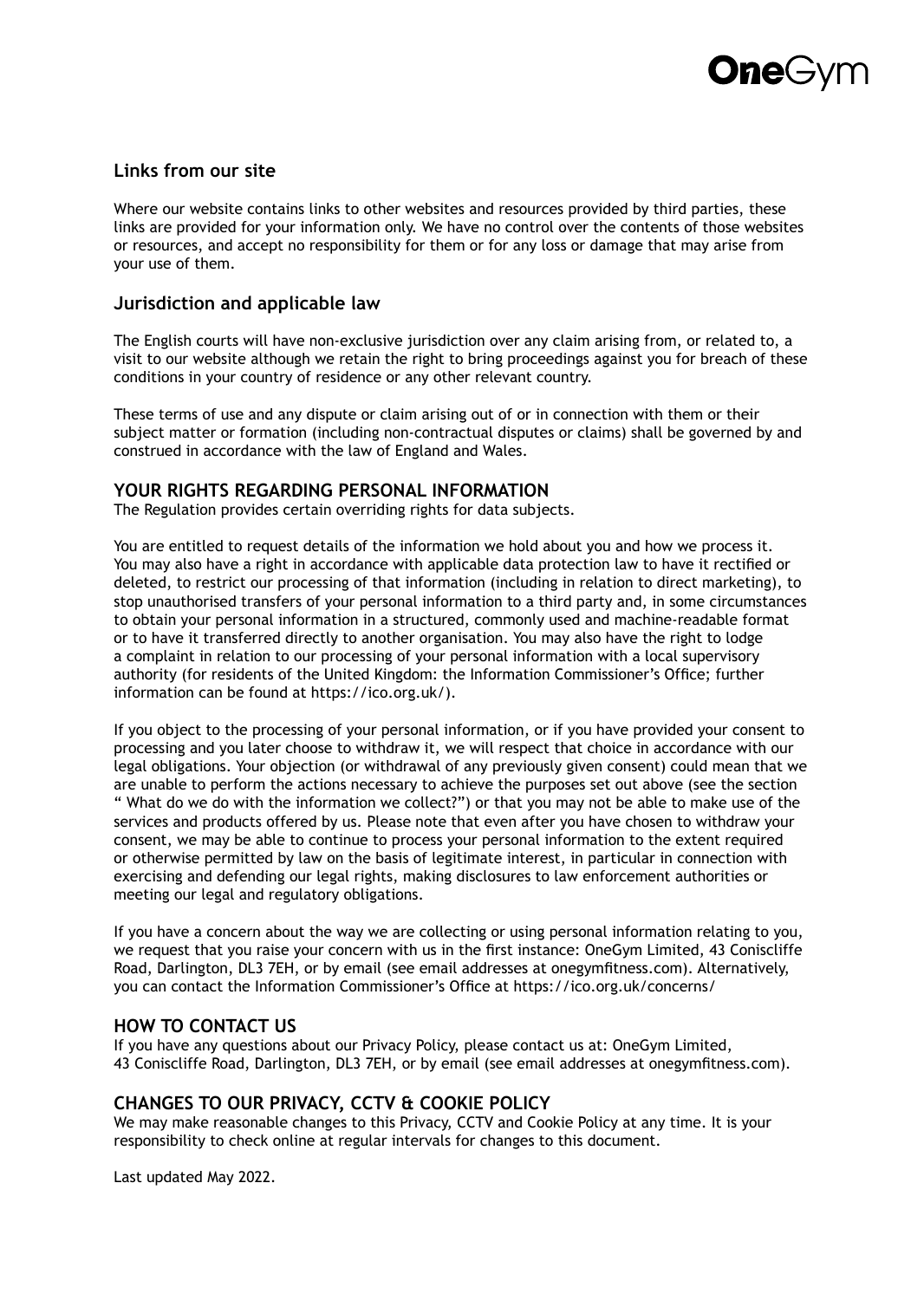## Links from our site

Where our website contains links to other websites and resources provided by third parties, these links are provided for your information only. We have no control over the contents of those websites or resources, and accept no responsibility for them or for any loss or damage that may arise from your use of them.

## Jurisdiction and applicable law

The English courts will have non-exclusive jurisdiction over any claim arising from, or related to, a visit to our website although we retain the right to bring proceedings against you for breach of these conditions in your country of residence or any other relevant country.

These terms of use and any dispute or claim arising out of or in connection with them or their subject matter or formation (including non-contractual disputes or claims) shall be governed by and construed in accordance with the law of England and Wales.

## YOUR RIGHTS REGARDING PERSONAL INFORMATION

The Regulation provides certain overriding rights for data subjects.

You are entitled to request details of the information we hold about you and how we process it. You may also have a right in accordance with applicable data protection law to have it rectified or deleted, to restrict our processing of that information (including in relation to direct marketing), to stop unauthorised transfers of your personal information to a third party and, in some circumstances to obtain your personal information in a structured, commonly used and machine-readable format or to have it transferred directly to another organisation. You may also have the right to lodge a complaint in relation to our processing of your personal information with a local supervisory authority (for residents of the United Kingdom: the Information Commissioner's Office; further information can be found at https://ico.org.uk/).

If you object to the processing of your personal information, or if you have provided your consent to processing and you later choose to withdraw it, we will respect that choice in accordance with our legal obligations. Your objection (or withdrawal of any previously given consent) could mean that we are unable to perform the actions necessary to achieve the purposes set out above (see the section " What do we do with the information we collect?") or that you may not be able to make use of the services and products offered by us. Please note that even after you have chosen to withdraw your consent, we may be able to continue to process your personal information to the extent required or otherwise permitted by law on the basis of legitimate interest, in particular in connection with exercising and defending our legal rights, making disclosures to law enforcement authorities or meeting our legal and regulatory obligations.

If you have a concern about the way we are collecting or using personal information relating to you, we request that you raise your concern with us in the first instance: OneGym Limited, 43 Coniscliffe Road, Darlington, DL3 7EH, or by email (see email addresses at onegymfitness.com). Alternatively, you can contact the Information Commissioner's Office at https://ico.org.uk/concerns/

## HOW TO CONTACT US

If you have any questions about our Privacy Policy, please contact us at: OneGym Limited, 43 Coniscliffe Road, Darlington, DL3 7EH, or by email (see email addresses at onegymfitness.com).

## CHANGES TO OUR PRIVACY, CCTV & COOKIE POLICY

We may make reasonable changes to this Privacy, CCTV and Cookie Policy at any time. It is your responsibility to check online at regular intervals for changes to this document.

Last updated May 2022.